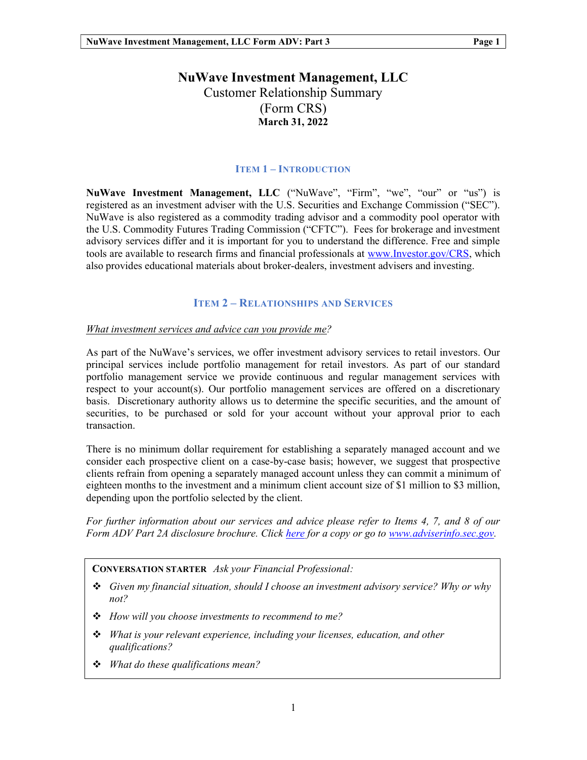# NuWave Investment Management, LLC

Customer Relationship Summary

(Form CRS)

**March 31, 2022**

## Item 1 – Introduction

**NuWave Investment Management, LLC** ("NuWave", "Firm", "we", "our" or "us") is registered as an investment adviser with the U.S. Securities and Exchange Commission ("SEC"). NuWave is also registered as a commodity trading advisor and a commodity pool operator with the U.S. Commodity Futures Trading Commission ("CFTC"). Fees for brokerage and investment advisory services differ and it is important for you to understand the difference. Free and simple tools are available to research firms and financial professionals at [www.Investor.gov/CRS](www.Investor.gov/CRS), which also provides educational materials about broker-dealers, investment advisers and investing.

## Item 2 – Relationships and Services

*What investment services and advice can you provide me?*

As part of the NuWave's services, we offer investment advisory services to retail investors. Our principal services include portfolio management for retail investors. As part of our standard portfolio management service we provide continuous and regular management services with respect to your account(s). Our portfolio management services are offered on a discretionary basis. Discretionary authority allows us to determine the specific securities, and the amount of securities, to be purchased or sold for your account without your approval prior to each transaction.

There is no minimum dollar requirement for establishing a separately managed account and we consider each prospective client on a case-by-case basis; however, we suggest that prospective clients refrain from opening a separately managed account unless they can commit a minimum of eighteen months to the investment and a minimum client account size of $1 million to $3 million, depending upon the portfolio selected by the client.

*For further information about our services and advice please refer to Items 4, 7, and 8 of our Form ADV Part 2A disclosure brochure. Click here for a copy or go to [www.adviserinfo.sec.gov](www.adviserinfo.sec.gov).*

**Conversation Starter** *Ask your Financial Professional:*

- *Given my financial situation, should I choose an investment advisory service? Why or why not?*
- *How will you choose investments to recommend to me?*
- *What is your relevant experience, including your licenses, education, and other qualifications?*
- *What do these qualifications mean?*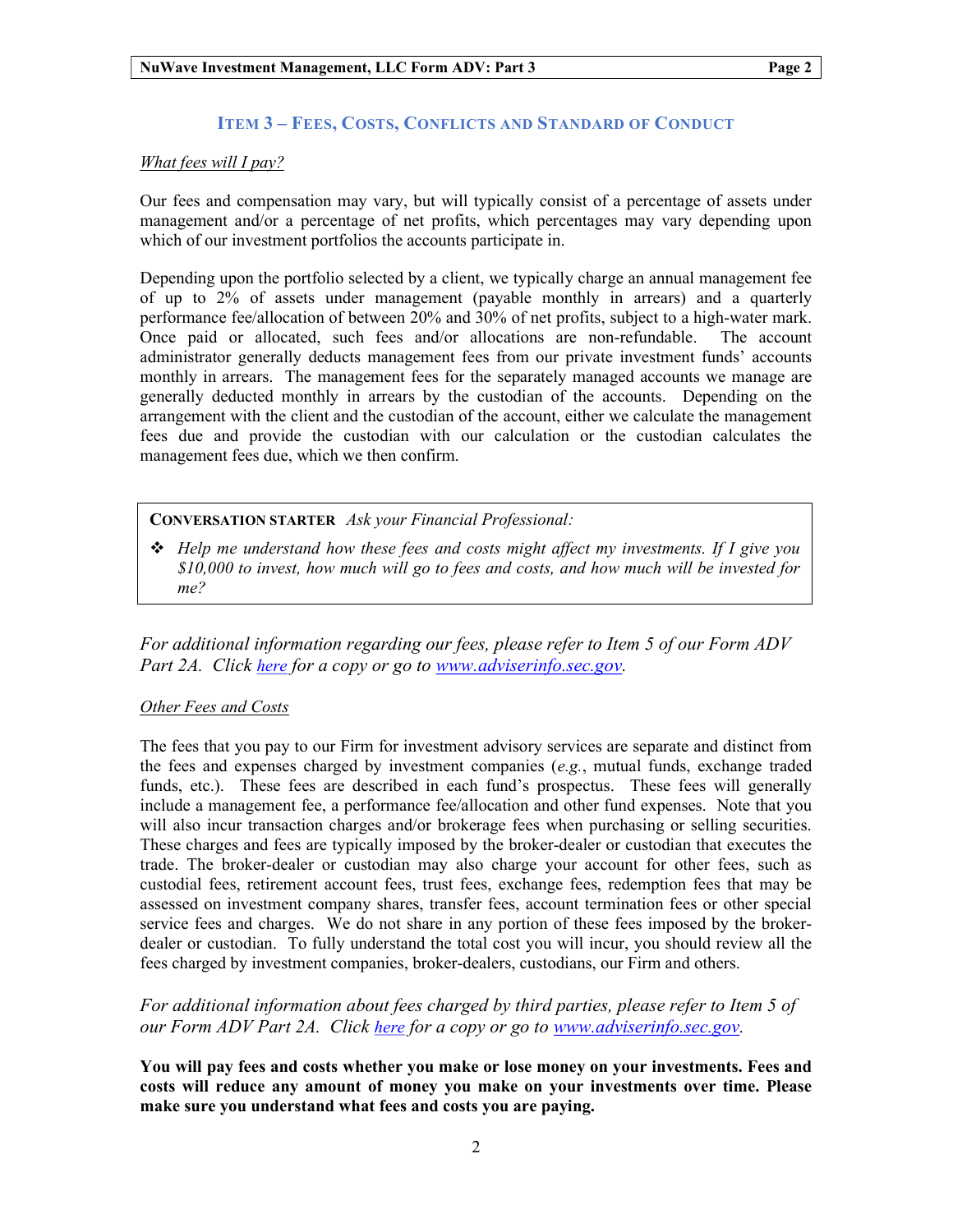## ITEM 3 – FEES, COSTS, CONFLICTS AND STANDARD OF CONDUCT

*What fees will I pay?*

Our fees and compensation may vary, but will typically consist of a percentage of assets under management and/or a percentage of net profits, which percentages may vary depending upon which of our investment portfolios the accounts participate in.

Depending upon the portfolio selected by a client, we typically charge an annual management fee of up to 2% of assets under management (payable monthly in arrears) and a quarterly performance fee/allocation of between 20% and 30% of net profits, subject to a high-water mark. Once paid or allocated, such fees and/or allocations are non-refundable. The account administrator generally deducts management fees from our private investment funds' accounts monthly in arrears. The management fees for the separately managed accounts we manage are generally deducted monthly in arrears by the custodian of the accounts. Depending on the arrangement with the client and the custodian of the account, either we calculate the management fees due and provide the custodian with our calculation or the custodian calculates the management fees due, which we then confirm.

**CONVERSATION STARTER** *Ask your Financial Professional:*

- *Help me understand how these fees and costs might affect my investments. If I give you $10,000 to invest, how much will go to fees and costs, and how much will be invested for me?*

*For additional information regarding our fees, please refer to Item 5 of our Form ADV Part 2A. Click here for a copy or go to www.adviserinfo.sec.gov.*

*Other Fees and Costs*

The fees that you pay to our Firm for investment advisory services are separate and distinct from the fees and expenses charged by investment companies (*e.g.*, mutual funds, exchange traded funds, etc.). These fees are described in each fund's prospectus. These fees will generally include a management fee, a performance fee/allocation and other fund expenses. Note that you will also incur transaction charges and/or brokerage fees when purchasing or selling securities. These charges and fees are typically imposed by the broker-dealer or custodian that executes the trade. The broker-dealer or custodian may also charge your account for other fees, such as custodial fees, retirement account fees, trust fees, exchange fees, redemption fees that may be assessed on investment company shares, transfer fees, account termination fees or other special service fees and charges. We do not share in any portion of these fees imposed by the broker-dealer or custodian. To fully understand the total cost you will incur, you should review all the fees charged by investment companies, broker-dealers, custodians, our Firm and others.

*For additional information about fees charged by third parties, please refer to Item 5 of our Form ADV Part 2A. Click here for a copy or go to www.adviserinfo.sec.gov.*

**You will pay fees and costs whether you make or lose money on your investments. Fees and costs will reduce any amount of money you make on your investments over time. Please make sure you understand what fees and costs you are paying.**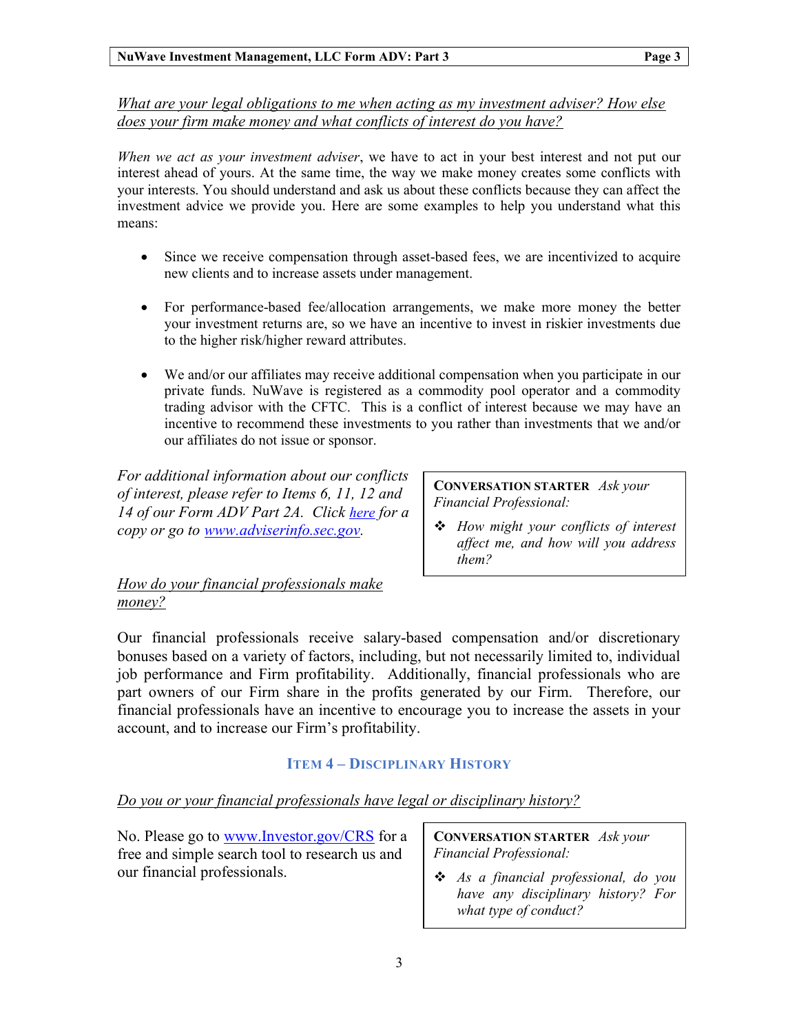*What are your legal obligations to me when acting as my investment adviser? How else does your firm make money and what conflicts of interest do you have?*

*When we act as your investment adviser*, we have to act in your best interest and not put our interest ahead of yours. At the same time, the way we make money creates some conflicts with your interests. You should understand and ask us about these conflicts because they can affect the investment advice we provide you. Here are some examples to help you understand what this means:

- Since we receive compensation through asset-based fees, we are incentivized to acquire new clients and to increase assets under management.
- For performance-based fee/allocation arrangements, we make more money the better your investment returns are, so we have an incentive to invest in riskier investments due to the higher risk/higher reward attributes.
- We and/or our affiliates may receive additional compensation when you participate in our private funds. NuWave is registered as a commodity pool operator and a commodity trading advisor with the CFTC. This is a conflict of interest because we may have an incentive to recommend these investments to you rather than investments that we and/or our affiliates do not issue or sponsor.

*For additional information about our conflicts of interest, please refer to Items 6, 11, 12 and 14 of our Form ADV Part 2A. Click [here]() for a copy or go to [www.adviserinfo.sec.gov](www.adviserinfo.sec.gov).*

> **CONVERSATION STARTER** *Ask your Financial Professional:*
>
> ❖ *How might your conflicts of interest affect me, and how will you address them?*

*How do your financial professionals make money?*

Our financial professionals receive salary-based compensation and/or discretionary bonuses based on a variety of factors, including, but not necessarily limited to, individual job performance and Firm profitability. Additionally, financial professionals who are part owners of our Firm share in the profits generated by our Firm. Therefore, our financial professionals have an incentive to encourage you to increase the assets in your account, and to increase our Firm's profitability.

## ITEM 4 – DISCIPLINARY HISTORY

*Do you or your financial professionals have legal or disciplinary history?*

No. Please go to [www.Investor.gov/CRS](www.Investor.gov/CRS) for a free and simple search tool to research us and our financial professionals.

> **CONVERSATION STARTER** *Ask your Financial Professional:*
>
> ❖ *As a financial professional, do you have any disciplinary history? For what type of conduct?*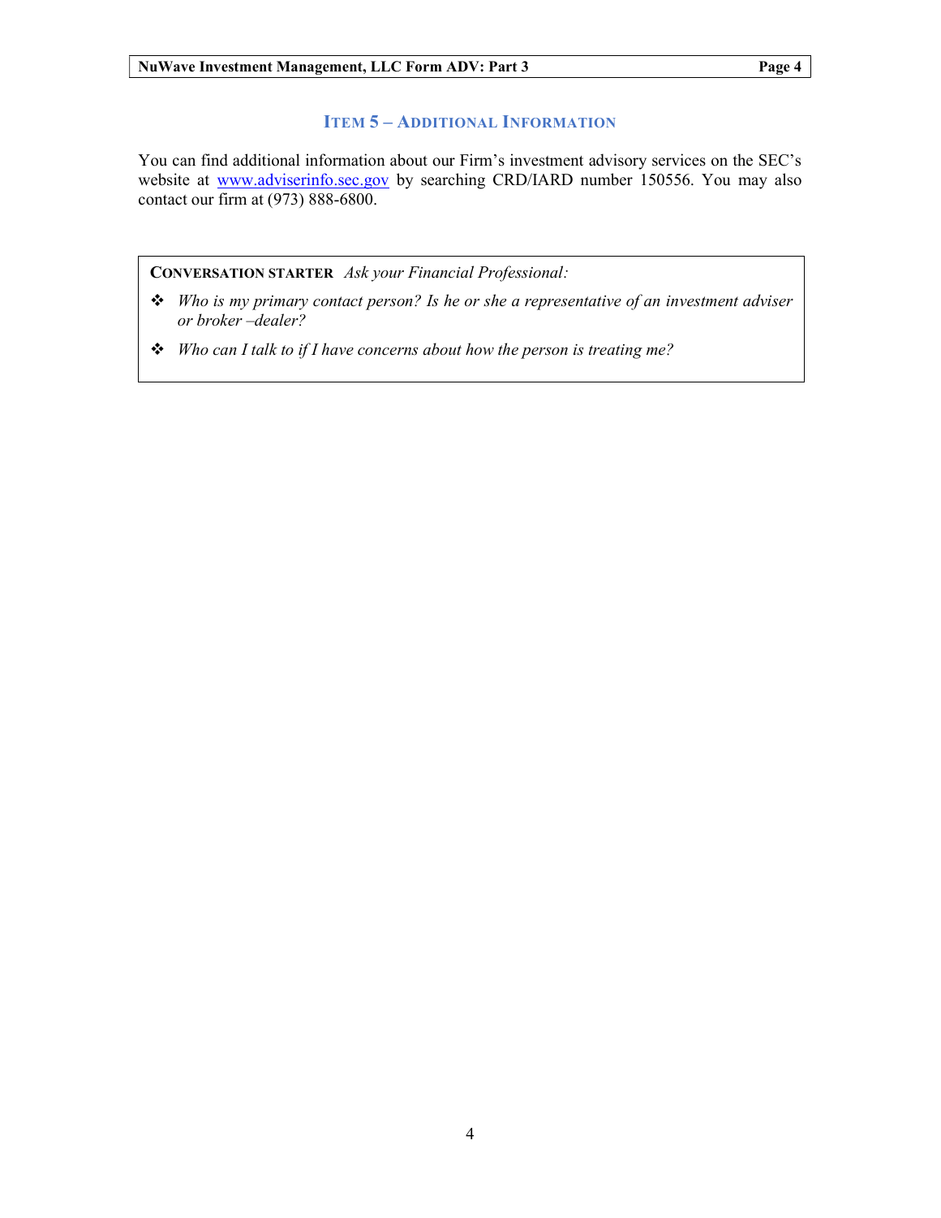## Item 5 – Additional Information

You can find additional information about our Firm's investment advisory services on the SEC's website at [www.adviserinfo.sec.gov](http://www.adviserinfo.sec.gov) by searching CRD/IARD number 150556. You may also contact our firm at (973) 888-6800.

**Conversation Starter** *Ask your Financial Professional:*

- *Who is my primary contact person? Is he or she a representative of an investment adviser or broker –dealer?*
- *Who can I talk to if I have concerns about how the person is treating me?*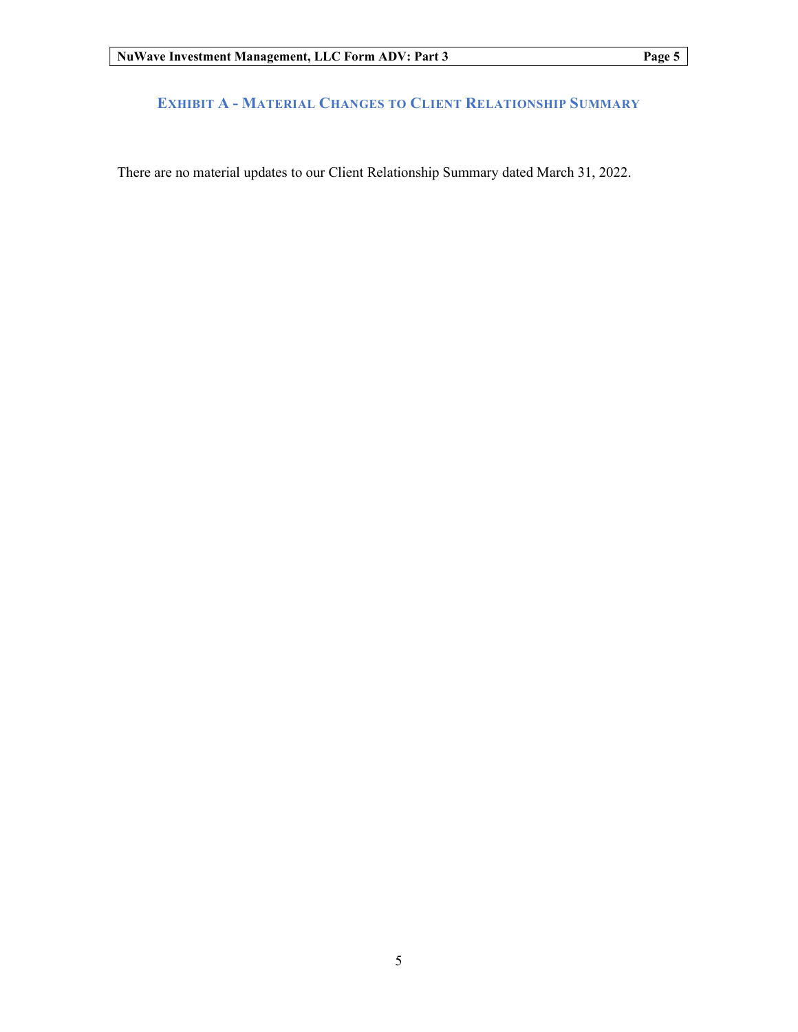## Exhibit A - Material Changes to Client Relationship Summary

There are no material updates to our Client Relationship Summary dated March 31, 2022.